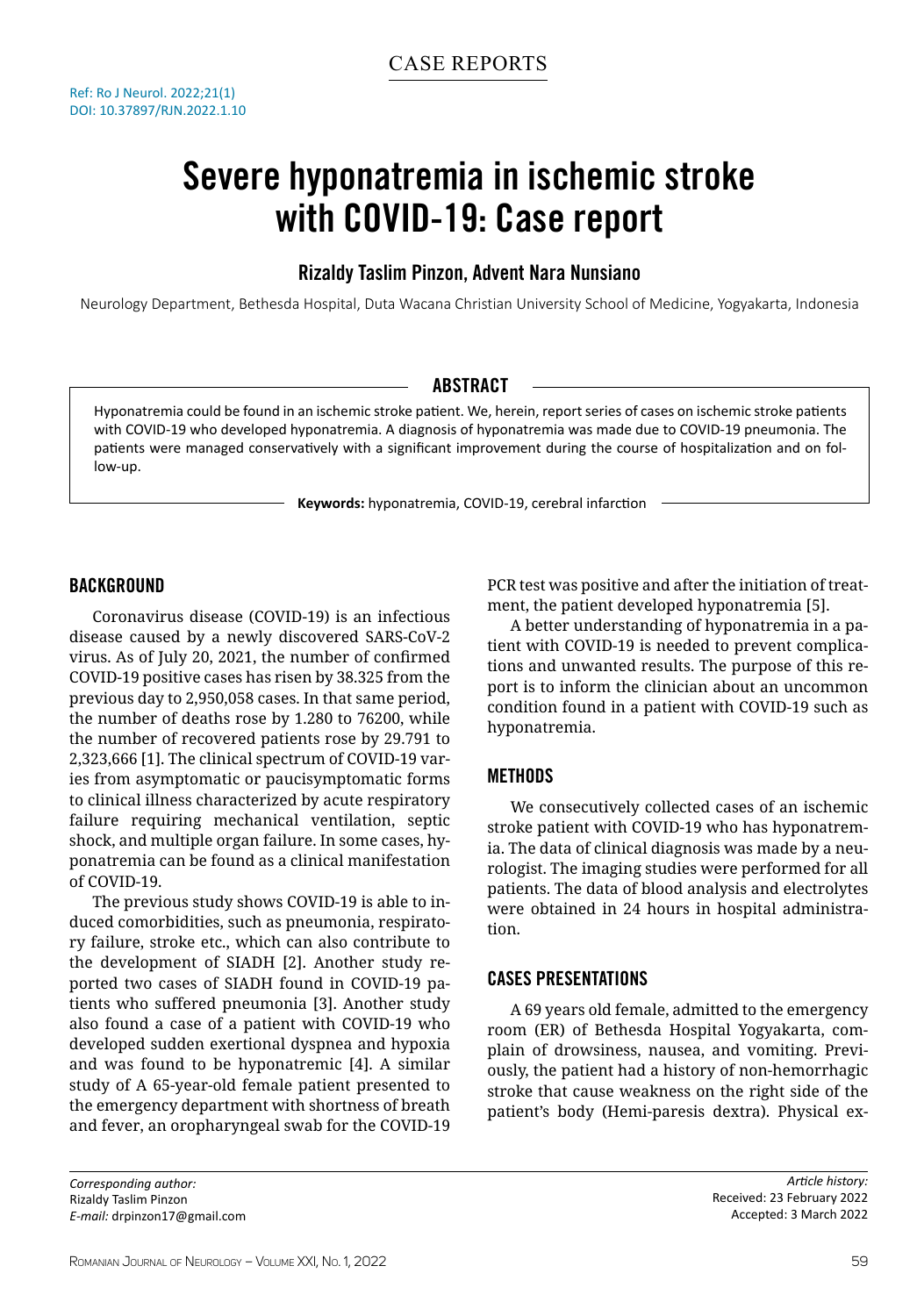CASE REPORTS

Ref: Ro J Neurol. 2022;21(1)
DOI: 10.37897/RJN.2022.1.10

# Severe hyponatremia in ischemic stroke with COVID-19: Case report

**Rizaldy Taslim Pinzon, Advent Nara Nunsiano**

Neurology Department, Bethesda Hospital, Duta Wacana Christian University School of Medicine, Yogyakarta, Indonesia

## ABSTRACT

Hyponatremia could be found in an ischemic stroke patient. We, herein, report series of cases on ischemic stroke patients with COVID-19 who developed hyponatremia. A diagnosis of hyponatremia was made due to COVID-19 pneumonia. The patients were managed conservatively with a significant improvement during the course of hospitalization and on follow-up.

**Keywords:** hyponatremia, COVID-19, cerebral infarction

## BACKGROUND

Coronavirus disease (COVID-19) is an infectious disease caused by a newly discovered SARS-CoV-2 virus. As of July 20, 2021, the number of confirmed COVID-19 positive cases has risen by 38.325 from the previous day to 2,950,058 cases. In that same period, the number of deaths rose by 1.280 to 76200, while the number of recovered patients rose by 29.791 to 2,323,666 [1]. The clinical spectrum of COVID-19 varies from asymptomatic or paucisymptomatic forms to clinical illness characterized by acute respiratory failure requiring mechanical ventilation, septic shock, and multiple organ failure. In some cases, hyponatremia can be found as a clinical manifestation of COVID-19.

The previous study shows COVID-19 is able to induced comorbidities, such as pneumonia, respiratory failure, stroke etc., which can also contribute to the development of SIADH [2]. Another study reported two cases of SIADH found in COVID-19 patients who suffered pneumonia [3]. Another study also found a case of a patient with COVID-19 who developed sudden exertional dyspnea and hypoxia and was found to be hyponatremic [4]. A similar study of A 65-year-old female patient presented to the emergency department with shortness of breath and fever, an oropharyngeal swab for the COVID-19 PCR test was positive and after the initiation of treatment, the patient developed hyponatremia [5].

A better understanding of hyponatremia in a patient with COVID-19 is needed to prevent complications and unwanted results. The purpose of this report is to inform the clinician about an uncommon condition found in a patient with COVID-19 such as hyponatremia.

## METHODS

We consecutively collected cases of an ischemic stroke patient with COVID-19 who has hyponatremia. The data of clinical diagnosis was made by a neurologist. The imaging studies were performed for all patients. The data of blood analysis and electrolytes were obtained in 24 hours in hospital administration.

## CASES PRESENTATIONS

A 69 years old female, admitted to the emergency room (ER) of Bethesda Hospital Yogyakarta, complain of drowsiness, nausea, and vomiting. Previously, the patient had a history of non-hemorrhagic stroke that cause weakness on the right side of the patient's body (Hemi-paresis dextra). Physical ex-

*Corresponding author:*
Rizaldy Taslim Pinzon
*E-mail:* drpinzon17@gmail.com

*Article history:*
Received: 23 February 2022
Accepted: 3 March 2022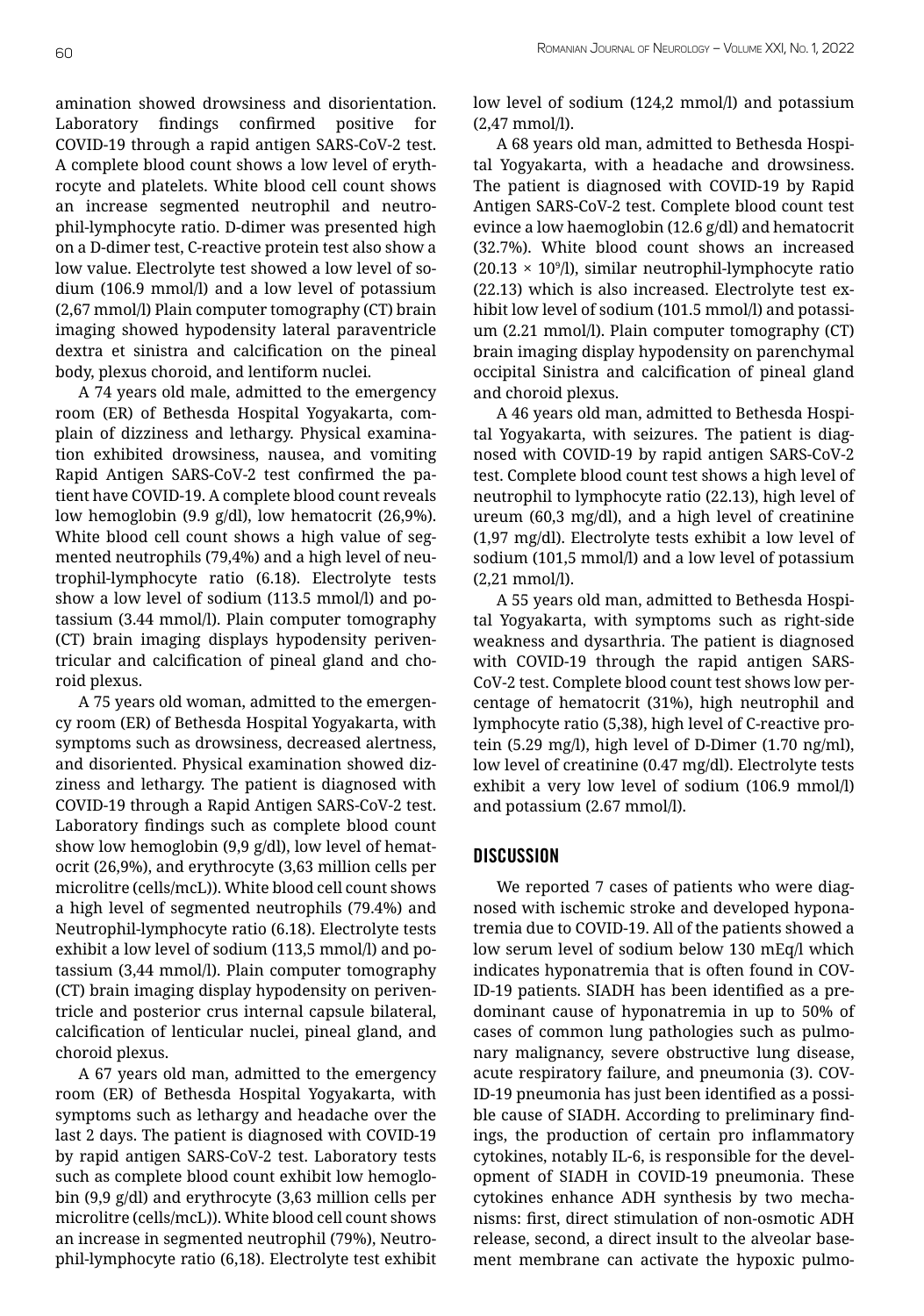amination showed drowsiness and disorientation. Laboratory findings confirmed positive for COVID-19 through a rapid antigen SARS-CoV-2 test. A complete blood count shows a low level of erythrocyte and platelets. White blood cell count shows an increase segmented neutrophil and neutrophil-lymphocyte ratio. D-dimer was presented high on a D-dimer test, C-reactive protein test also show a low value. Electrolyte test showed a low level of sodium (106.9 mmol/l) and a low level of potassium (2,67 mmol/l) Plain computer tomography (CT) brain imaging showed hypodensity lateral paraventricle dextra et sinistra and calcification on the pineal body, plexus choroid, and lentiform nuclei.

A 74 years old male, admitted to the emergency room (ER) of Bethesda Hospital Yogyakarta, complain of dizziness and lethargy. Physical examination exhibited drowsiness, nausea, and vomiting Rapid Antigen SARS-CoV-2 test confirmed the patient have COVID-19. A complete blood count reveals low hemoglobin (9.9 g/dl), low hematocrit (26,9%). White blood cell count shows a high value of segmented neutrophils (79,4%) and a high level of neutrophil-lymphocyte ratio (6.18). Electrolyte tests show a low level of sodium (113.5 mmol/l) and potassium (3.44 mmol/l). Plain computer tomography (CT) brain imaging displays hypodensity periventricular and calcification of pineal gland and choroid plexus.

A 75 years old woman, admitted to the emergency room (ER) of Bethesda Hospital Yogyakarta, with symptoms such as drowsiness, decreased alertness, and disoriented. Physical examination showed dizziness and lethargy. The patient is diagnosed with COVID-19 through a Rapid Antigen SARS-CoV-2 test. Laboratory findings such as complete blood count show low hemoglobin (9,9 g/dl), low level of hematocrit (26,9%), and erythrocyte (3,63 million cells per microlitre (cells/mcL)). White blood cell count shows a high level of segmented neutrophils (79.4%) and Neutrophil-lymphocyte ratio (6.18). Electrolyte tests exhibit a low level of sodium (113,5 mmol/l) and potassium (3,44 mmol/l). Plain computer tomography (CT) brain imaging display hypodensity on periventricle and posterior crus internal capsule bilateral, calcification of lenticular nuclei, pineal gland, and choroid plexus.

A 67 years old man, admitted to the emergency room (ER) of Bethesda Hospital Yogyakarta, with symptoms such as lethargy and headache over the last 2 days. The patient is diagnosed with COVID-19 by rapid antigen SARS-CoV-2 test. Laboratory tests such as complete blood count exhibit low hemoglobin (9,9 g/dl) and erythrocyte (3,63 million cells per microlitre (cells/mcL)). White blood cell count shows an increase in segmented neutrophil (79%), Neutrophil-lymphocyte ratio (6,18). Electrolyte test exhibit low level of sodium (124,2 mmol/l) and potassium (2,47 mmol/l).

A 68 years old man, admitted to Bethesda Hospital Yogyakarta, with a headache and drowsiness. The patient is diagnosed with COVID-19 by Rapid Antigen SARS-CoV-2 test. Complete blood count test evince a low haemoglobin (12.6 g/dl) and hematocrit (32.7%). White blood count shows an increased ($20.13 \times 10^9$/l), similar neutrophil-lymphocyte ratio (22.13) which is also increased. Electrolyte test exhibit low level of sodium (101.5 mmol/l) and potassium (2.21 mmol/l). Plain computer tomography (CT) brain imaging display hypodensity on parenchymal occipital Sinistra and calcification of pineal gland and choroid plexus.

A 46 years old man, admitted to Bethesda Hospital Yogyakarta, with seizures. The patient is diagnosed with COVID-19 by rapid antigen SARS-CoV-2 test. Complete blood count test shows a high level of neutrophil to lymphocyte ratio (22.13), high level of ureum (60,3 mg/dl), and a high level of creatinine (1,97 mg/dl). Electrolyte tests exhibit a low level of sodium (101,5 mmol/l) and a low level of potassium (2,21 mmol/l).

A 55 years old man, admitted to Bethesda Hospital Yogyakarta, with symptoms such as right-side weakness and dysarthria. The patient is diagnosed with COVID-19 through the rapid antigen SARS-CoV-2 test. Complete blood count test shows low percentage of hematocrit (31%), high neutrophil and lymphocyte ratio (5,38), high level of C-reactive protein (5.29 mg/l), high level of D-Dimer (1.70 ng/ml), low level of creatinine (0.47 mg/dl). Electrolyte tests exhibit a very low level of sodium (106.9 mmol/l) and potassium (2.67 mmol/l).

## DISCUSSION

We reported 7 cases of patients who were diagnosed with ischemic stroke and developed hyponatremia due to COVID-19. All of the patients showed a low serum level of sodium below 130 mEq/l which indicates hyponatremia that is often found in COVID-19 patients. SIADH has been identified as a predominant cause of hyponatremia in up to 50% of cases of common lung pathologies such as pulmonary malignancy, severe obstructive lung disease, acute respiratory failure, and pneumonia (3). COVID-19 pneumonia has just been identified as a possible cause of SIADH. According to preliminary findings, the production of certain pro inflammatory cytokines, notably IL-6, is responsible for the development of SIADH in COVID-19 pneumonia. These cytokines enhance ADH synthesis by two mechanisms: first, direct stimulation of non-osmotic ADH release, second, a direct insult to the alveolar basement membrane can activate the hypoxic pulmo-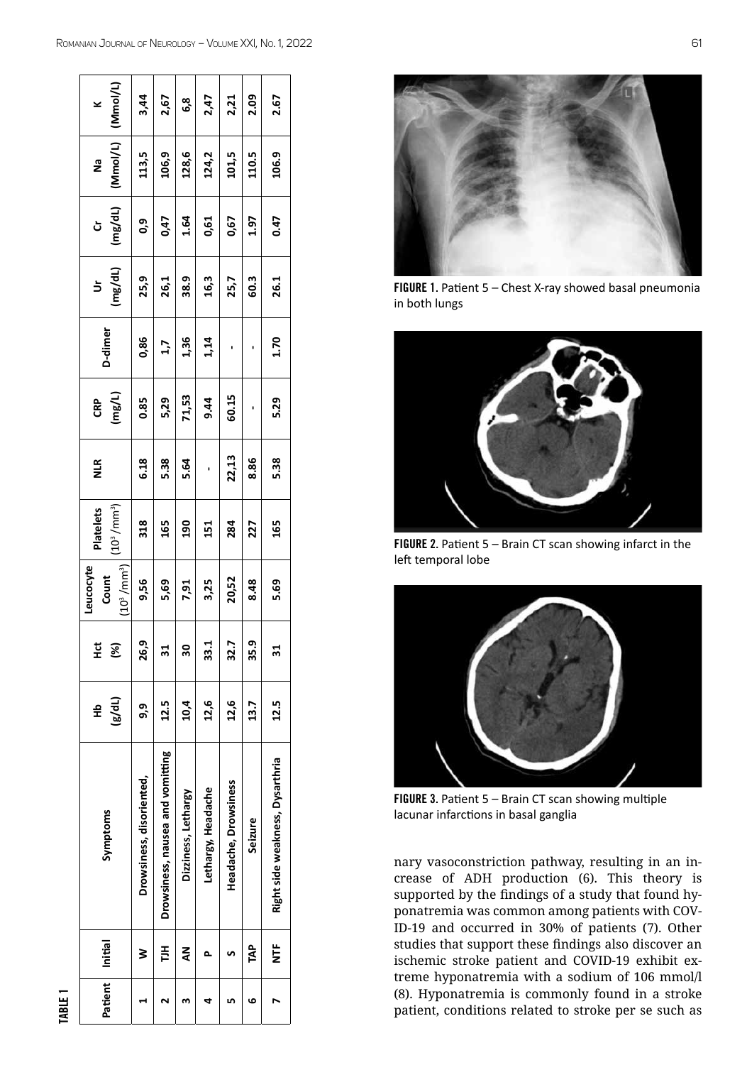TABLE 1

| Patient | Initial | Symptoms | Hb (g/dL) | Hct (%) | Leucocyte Count ($10^3$/mm$^3$) | Platelets ($10^3$/mm$^3$) | NLR | CRP (mg/L) | D-dimer | Ur (mg/dL) | Cr (mg/dL) | Na (Mmol/L) | K (Mmol/L) |
|---|---|---|---|---|---|---|---|---|---|---|---|---|---|
| 1 | W | Drowsiness, disoriented, | 9,9 | 26,9 | 9,56 | 318 | 6.18 | 0.85 | 0,86 | 25,9 | 0,9 | 113,5 | 3,44 |
| 2 | TJH | Drowsiness, nausea and vomitting | 12.5 | 31 | 5,69 | 165 | 5.38 | 5,29 | 1,7 | 26,1 | 0,47 | 106,9 | 2,67 |
| 3 | AN | Dizziness, Lethargy | 10,4 | 30 | 7,91 | 190 | 5.64 | 71,53 | 1,36 | 38.9 | 1.64 | 128,6 | 6,8 |
| 4 | P | Lethargy, Headache | 12,6 | 33.1 | 3,25 | 151 | - | 9.44 | 1,14 | 16,3 | 0,61 | 124,2 | 2,47 |
| 5 | S | Headache, Drowsiness | 12,6 | 32.7 | 20,52 | 284 | 22,13 | 60.15 | - | 25,7 | 0,67 | 101,5 | 2,21 |
| 6 | TAP | Seizure | 13.7 | 35.9 | 8.48 | 227 | 8.86 | - | - | 60.3 | 1.97 | 110.5 | 2.09 |
| 7 | NTF | Right side weakness, Dysartria | 12.5 | 31 | 5.69 | 165 | 5.38 | 5.29 | 1.70 | 26.1 | 0.47 | 106.9 | 2.67 |

**FIGURE 1.** Patient 5 – Chest X-ray showed basal pneumonia in both lungs

**FIGURE 2.** Patient 5 – Brain CT scan showing infarct in the left temporal lobe

**FIGURE 3.** Patient 5 – Brain CT scan showing multiple lacunar infarctions in basal ganglia

nary vasoconstriction pathway, resulting in an increase of ADH production (6). This theory is supported by the findings of a study that found hyponatremia was common among patients with COVID-19 and occurred in 30% of patients (7). Other studies that support these findings also discover an ischemic stroke patient and COVID-19 exhibit extreme hyponatremia with a sodium of 106 mmol/l (8). Hyponatremia is commonly found in a stroke patient, conditions related to stroke per se such as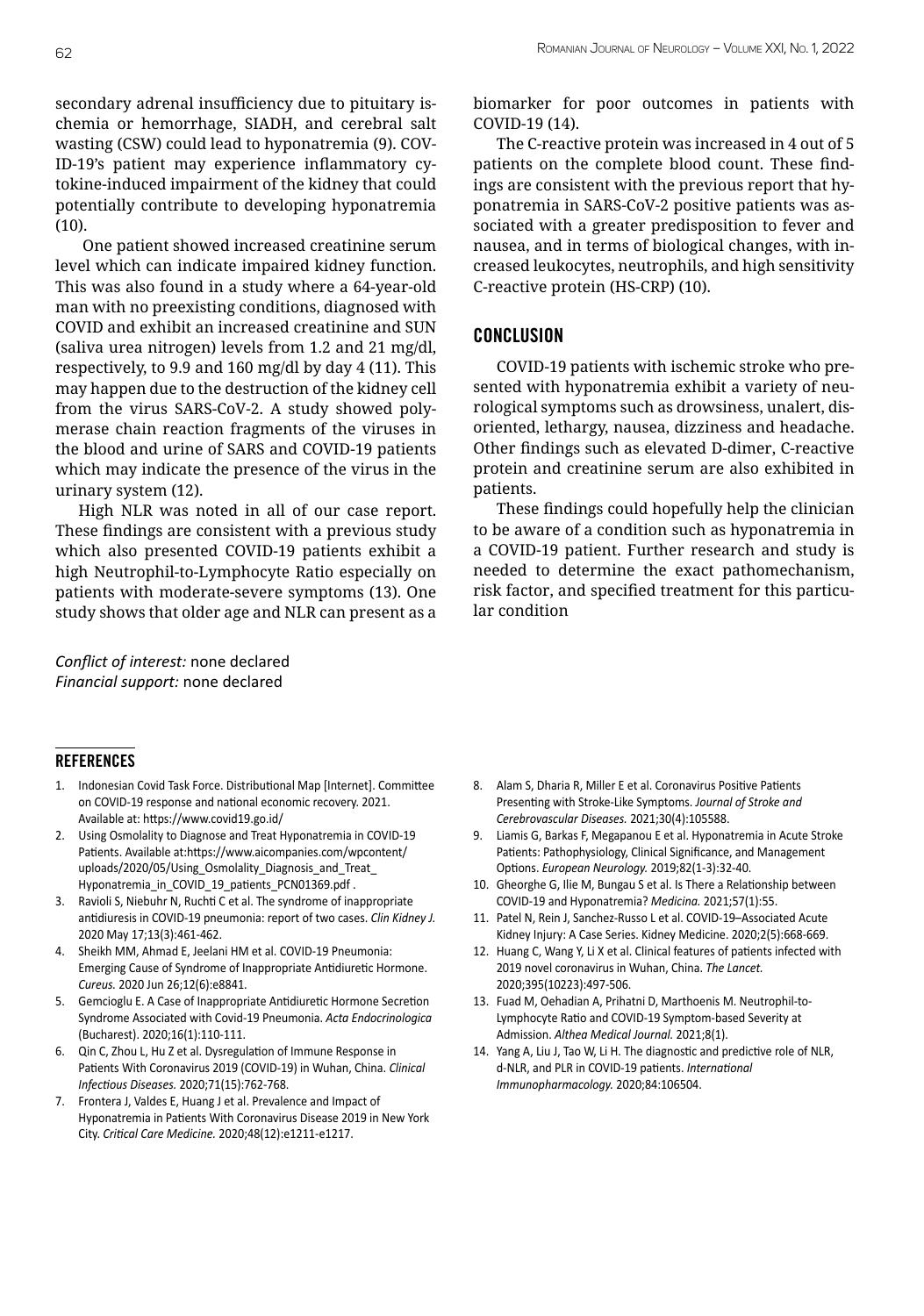secondary adrenal insufficiency due to pituitary ischemia or hemorrhage, SIADH, and cerebral salt wasting (CSW) could lead to hyponatremia (9). COVID-19's patient may experience inflammatory cytokine-induced impairment of the kidney that could potentially contribute to developing hyponatremia (10).

One patient showed increased creatinine serum level which can indicate impaired kidney function. This was also found in a study where a 64-year-old man with no preexisting conditions, diagnosed with COVID and exhibit an increased creatinine and SUN (saliva urea nitrogen) levels from 1.2 and 21 mg/dl, respectively, to 9.9 and 160 mg/dl by day 4 (11). This may happen due to the destruction of the kidney cell from the virus SARS-CoV-2. A study showed polymerase chain reaction fragments of the viruses in the blood and urine of SARS and COVID-19 patients which may indicate the presence of the virus in the urinary system (12).

High NLR was noted in all of our case report. These findings are consistent with a previous study which also presented COVID-19 patients exhibit a high Neutrophil-to-Lymphocyte Ratio especially on patients with moderate-severe symptoms (13). One study shows that older age and NLR can present as a biomarker for poor outcomes in patients with COVID-19 (14).

The C-reactive protein was increased in 4 out of 5 patients on the complete blood count. These findings are consistent with the previous report that hyponatremia in SARS-CoV-2 positive patients was associated with a greater predisposition to fever and nausea, and in terms of biological changes, with increased leukocytes, neutrophils, and high sensitivity C-reactive protein (HS-CRP) (10).

## CONCLUSION

COVID-19 patients with ischemic stroke who presented with hyponatremia exhibit a variety of neurological symptoms such as drowsiness, unalert, disoriented, lethargy, nausea, dizziness and headache. Other findings such as elevated D-dimer, C-reactive protein and creatinine serum are also exhibited in patients.

These findings could hopefully help the clinician to be aware of a condition such as hyponatremia in a COVID-19 patient. Further research and study is needed to determine the exact pathomechanism, risk factor, and specified treatment for this particular condition

*Conflict of interest:* none declared
*Financial support:* none declared

## REFERENCES

1. Indonesian Covid Task Force. Distributional Map [Internet]. Committee on COVID-19 response and national economic recovery. 2021. Available at: https://www.covid19.go.id/
2. Using Osmolality to Diagnose and Treat Hyponatremia in COVID-19 Patients. Available at:https://www.aicompanies.com/wpcontent/uploads/2020/05/Using_Osmolality_Diagnosis_and_Treat_Hyponatremia_in_COVID_19_patients_PCN01369.pdf .
3. Ravioli S, Niebuhr N, Ruchti C et al. The syndrome of inappropriate antidiuresis in COVID-19 pneumonia: report of two cases. *Clin Kidney J.* 2020 May 17;13(3):461-462.
4. Sheikh MM, Ahmad E, Jeelani HM et al. COVID-19 Pneumonia: Emerging Cause of Syndrome of Inappropriate Antidiuretic Hormone. *Cureus.* 2020 Jun 26;12(6):e8841.
5. Gemcioglu E. A Case of Inappropriate Antidiuretic Hormone Secretion Syndrome Associated with Covid-19 Pneumonia. *Acta Endocrinologica* (Bucharest). 2020;16(1):110-111.
6. Qin C, Zhou L, Hu Z et al. Dysregulation of Immune Response in Patients With Coronavirus 2019 (COVID-19) in Wuhan, China. *Clinical Infectious Diseases.* 2020;71(15):762-768.
7. Frontera J, Valdes E, Huang J et al. Prevalence and Impact of Hyponatremia in Patients With Coronavirus Disease 2019 in New York City. *Critical Care Medicine.* 2020;48(12):e1211-e1217.
8. Alam S, Dharia R, Miller E et al. Coronavirus Positive Patients Presenting with Stroke-Like Symptoms. *Journal of Stroke and Cerebrovascular Diseases.* 2021;30(4):105588.
9. Liamis G, Barkas F, Megapanou E et al. Hyponatremia in Acute Stroke Patients: Pathophysiology, Clinical Significance, and Management Options. *European Neurology.* 2019;82(1-3):32-40.
10. Gheorghe G, Ilie M, Bungau S et al. Is There a Relationship between COVID-19 and Hyponatremia? *Medicina.* 2021;57(1):55.
11. Patel N, Rein J, Sanchez-Russo L et al. COVID-19–Associated Acute Kidney Injury: A Case Series. Kidney Medicine. 2020;2(5):668-669.
12. Huang C, Wang Y, Li X et al. Clinical features of patients infected with 2019 novel coronavirus in Wuhan, China. *The Lancet.* 2020;395(10223):497-506.
13. Fuad M, Oehadian A, Prihatni D, Marthoenis M. Neutrophil-to-Lymphocyte Ratio and COVID-19 Symptom-based Severity at Admission. *Althea Medical Journal.* 2021;8(1).
14. Yang A, Liu J, Tao W, Li H. The diagnostic and predictive role of NLR, d-NLR, and PLR in COVID-19 patients. *International Immunopharmacology.* 2020;84:106504.